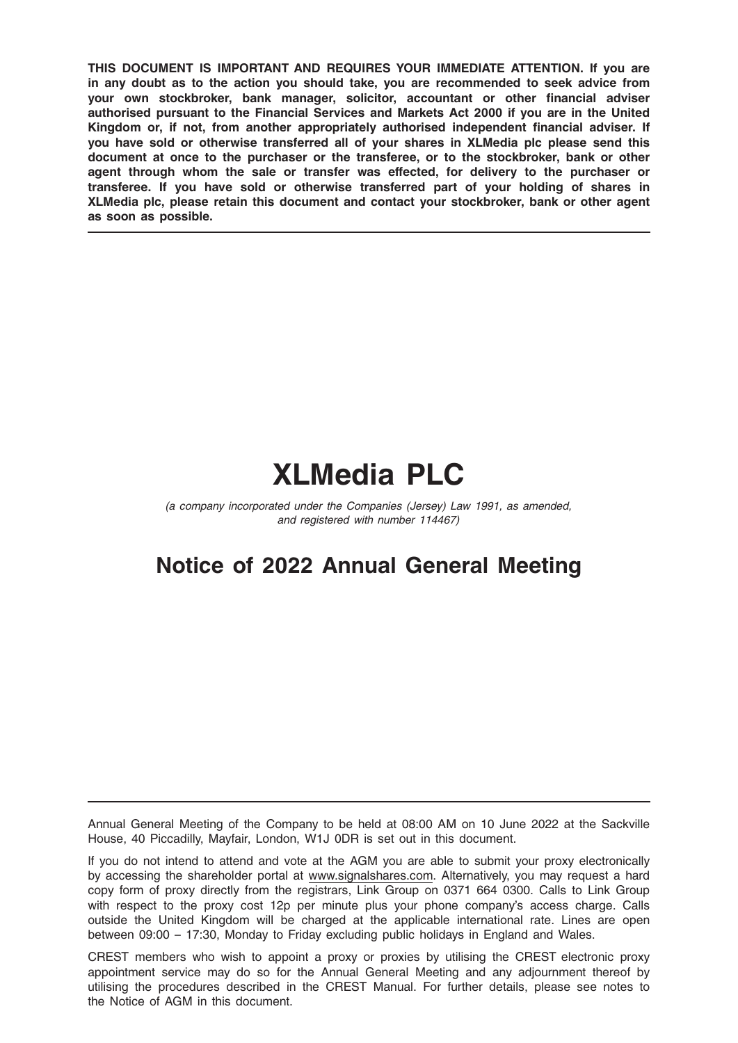**THIS DOCUMENT IS IMPORTANT AND REQUIRES YOUR IMMEDIATE ATTENTION. If you are in any doubt as to the action you should take, you are recommended to seek advice from your own stockbroker, bank manager, solicitor, accountant or other financial adviser authorised pursuant to the Financial Services and Markets Act 2000 if you are in the United Kingdom or, if not, from another appropriately authorised independent financial adviser. If you have sold or otherwise transferred all of your shares in XLMedia plc please send this document at once to the purchaser or the transferee, or to the stockbroker, bank or other agent through whom the sale or transfer was effected, for delivery to the purchaser or transferee. If you have sold or otherwise transferred part of your holding of shares in XLMedia plc, please retain this document and contact your stockbroker, bank or other agent as soon as possible.**

---

# XLMedia PLC

*(a company incorporated under the Companies (Jersey) Law 1991, as amended, and registered with number 114467)*

## Notice of 2022 Annual General Meeting

---

Annual General Meeting of the Company to be held at 08:00 AM on 10 June 2022 at the Sackville House, 40 Piccadilly, Mayfair, London, W1J 0DR is set out in this document.

If you do not intend to attend and vote at the AGM you are able to submit your proxy electronically by accessing the shareholder portal at www.signalshares.com. Alternatively, you may request a hard copy form of proxy directly from the registrars, Link Group on 0371 664 0300. Calls to Link Group with respect to the proxy cost 12p per minute plus your phone company's access charge. Calls outside the United Kingdom will be charged at the applicable international rate. Lines are open between 09:00 – 17:30, Monday to Friday excluding public holidays in England and Wales.

CREST members who wish to appoint a proxy or proxies by utilising the CREST electronic proxy appointment service may do so for the Annual General Meeting and any adjournment thereof by utilising the procedures described in the CREST Manual. For further details, please see notes to the Notice of AGM in this document.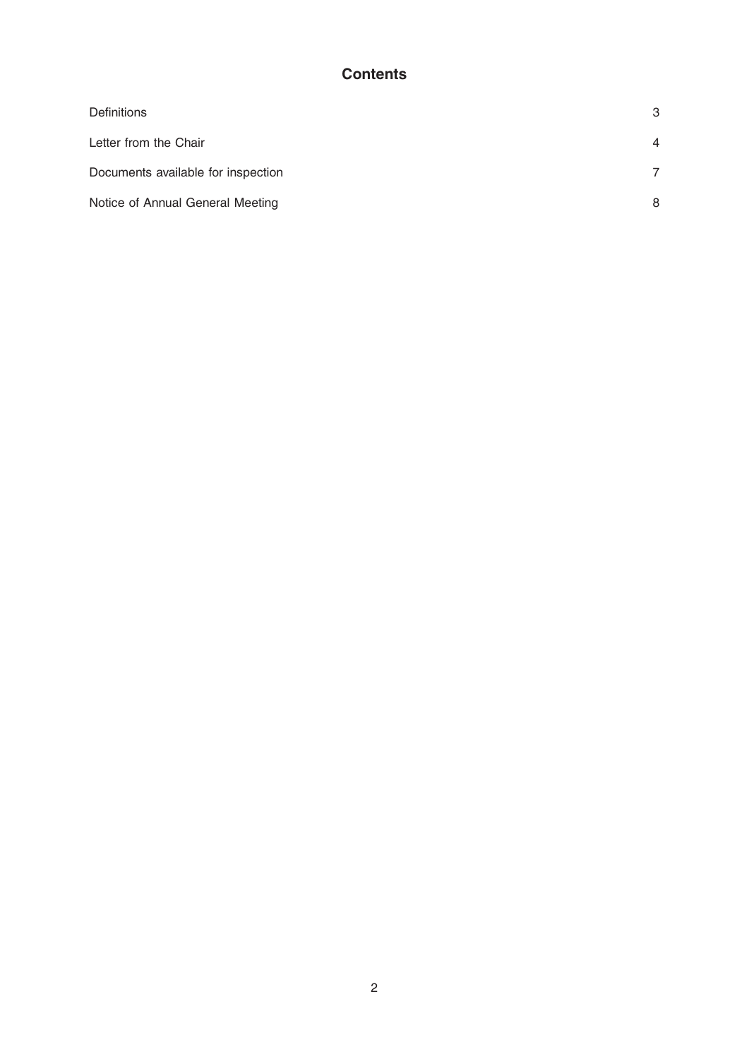# Contents

| | |
|---|---|
| Definitions | 3 |
| Letter from the Chair | 4 |
| Documents available for inspection | 7 |
| Notice of Annual General Meeting | 8 |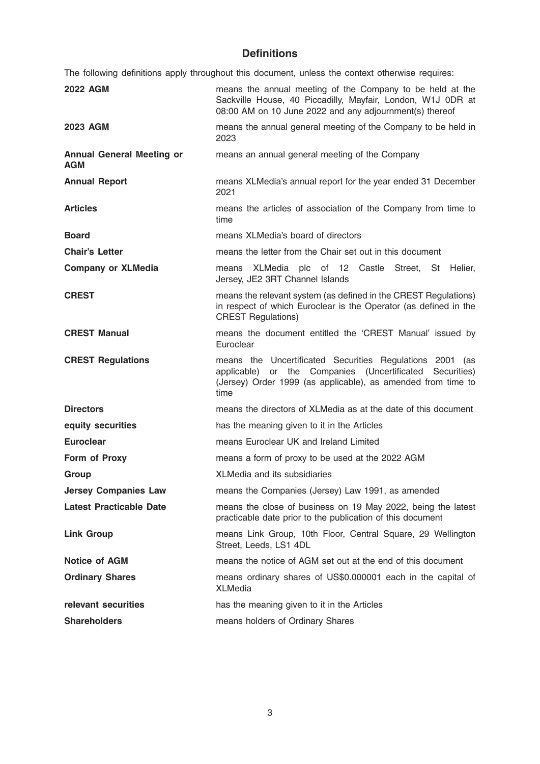## Definitions

The following definitions apply throughout this document, unless the context otherwise requires:

| | |
|---|---|
| **2022 AGM** | means the annual meeting of the Company to be held at the Sackville House, 40 Piccadilly, Mayfair, London, W1J 0DR at 08:00 AM on 10 June 2022 and any adjournment(s) thereof |
| **2023 AGM** | means the annual general meeting of the Company to be held in 2023 |
| **Annual General Meeting or AGM** | means an annual general meeting of the Company |
| **Annual Report** | means XLMedia's annual report for the year ended 31 December 2021 |
| **Articles** | means the articles of association of the Company from time to time |
| **Board** | means XLMedia's board of directors |
| **Chair's Letter** | means the letter from the Chair set out in this document |
| **Company or XLMedia** | means XLMedia plc of 12 Castle Street, St Helier, Jersey, JE2 3RT Channel Islands |
| **CREST** | means the relevant system (as defined in the CREST Regulations) in respect of which Euroclear is the Operator (as defined in the CREST Regulations) |
| **CREST Manual** | means the document entitled the 'CREST Manual' issued by Euroclear |
| **CREST Regulations** | means the Uncertificated Securities Regulations 2001 (as applicable) or the Companies (Uncertificated Securities) (Jersey) Order 1999 (as applicable), as amended from time to time |
| **Directors** | means the directors of XLMedia as at the date of this document |
| **equity securities** | has the meaning given to it in the Articles |
| **Euroclear** | means Euroclear UK and Ireland Limited |
| **Form of Proxy** | means a form of proxy to be used at the 2022 AGM |
| **Group** | XLMedia and its subsidiaries |
| **Jersey Companies Law** | means the Companies (Jersey) Law 1991, as amended |
| **Latest Practicable Date** | means the close of business on 19 May 2022, being the latest practicable date prior to the publication of this document |
| **Link Group** | means Link Group, 10th Floor, Central Square, 29 Wellington Street, Leeds, LS1 4DL |
| **Notice of AGM** | means the notice of AGM set out at the end of this document |
| **Ordinary Shares** | means ordinary shares of US$0.000001 each in the capital of XLMedia |
| **relevant securities** | has the meaning given to it in the Articles |
| **Shareholders** | means holders of Ordinary Shares |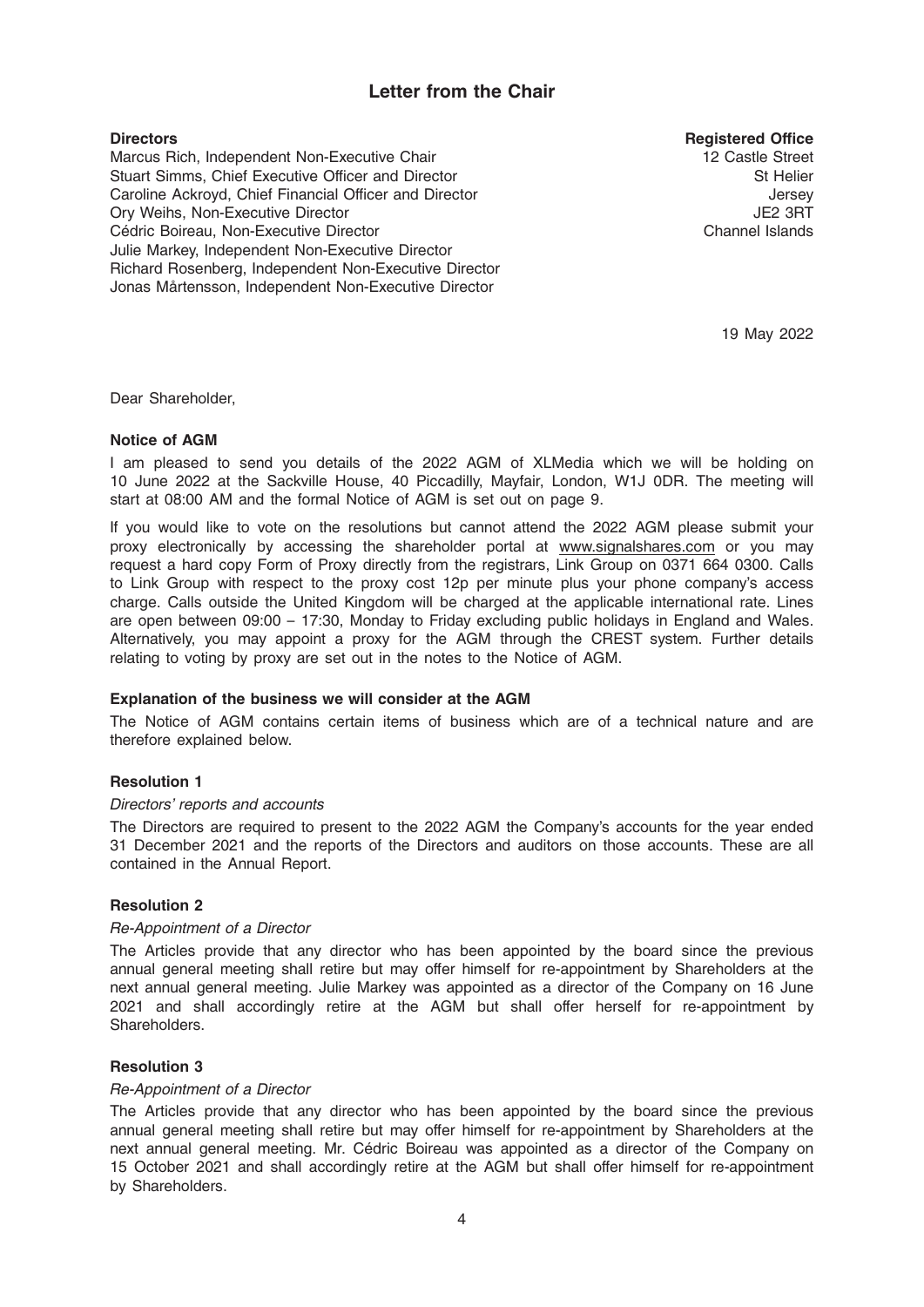# Letter from the Chair

**Directors**

Marcus Rich, Independent Non-Executive Chair
Stuart Simms, Chief Executive Officer and Director
Caroline Ackroyd, Chief Financial Officer and Director
Ory Weihs, Non-Executive Director
Cédric Boireau, Non-Executive Director
Julie Markey, Independent Non-Executive Director
Richard Rosenberg, Independent Non-Executive Director
Jonas Mårtensson, Independent Non-Executive Director

**Registered Office**

12 Castle Street
St Helier
Jersey
JE2 3RT
Channel Islands

19 May 2022

Dear Shareholder,

**Notice of AGM**

I am pleased to send you details of the 2022 AGM of XLMedia which we will be holding on 10 June 2022 at the Sackville House, 40 Piccadilly, Mayfair, London, W1J 0DR. The meeting will start at 08:00 AM and the formal Notice of AGM is set out on page 9.

If you would like to vote on the resolutions but cannot attend the 2022 AGM please submit your proxy electronically by accessing the shareholder portal at www.signalshares.com or you may request a hard copy Form of Proxy directly from the registrars, Link Group on 0371 664 0300. Calls to Link Group with respect to the proxy cost 12p per minute plus your phone company's access charge. Calls outside the United Kingdom will be charged at the applicable international rate. Lines are open between 09:00 – 17:30, Monday to Friday excluding public holidays in England and Wales. Alternatively, you may appoint a proxy for the AGM through the CREST system. Further details relating to voting by proxy are set out in the notes to the Notice of AGM.

**Explanation of the business we will consider at the AGM**

The Notice of AGM contains certain items of business which are of a technical nature and are therefore explained below.

**Resolution 1**

*Directors' reports and accounts*

The Directors are required to present to the 2022 AGM the Company's accounts for the year ended 31 December 2021 and the reports of the Directors and auditors on those accounts. These are all contained in the Annual Report.

**Resolution 2**

*Re-Appointment of a Director*

The Articles provide that any director who has been appointed by the board since the previous annual general meeting shall retire but may offer himself for re-appointment by Shareholders at the next annual general meeting. Julie Markey was appointed as a director of the Company on 16 June 2021 and shall accordingly retire at the AGM but shall offer herself for re-appointment by Shareholders.

**Resolution 3**

*Re-Appointment of a Director*

The Articles provide that any director who has been appointed by the board since the previous annual general meeting shall retire but may offer himself for re-appointment by Shareholders at the next annual general meeting. Mr. Cédric Boireau was appointed as a director of the Company on 15 October 2021 and shall accordingly retire at the AGM but shall offer himself for re-appointment by Shareholders.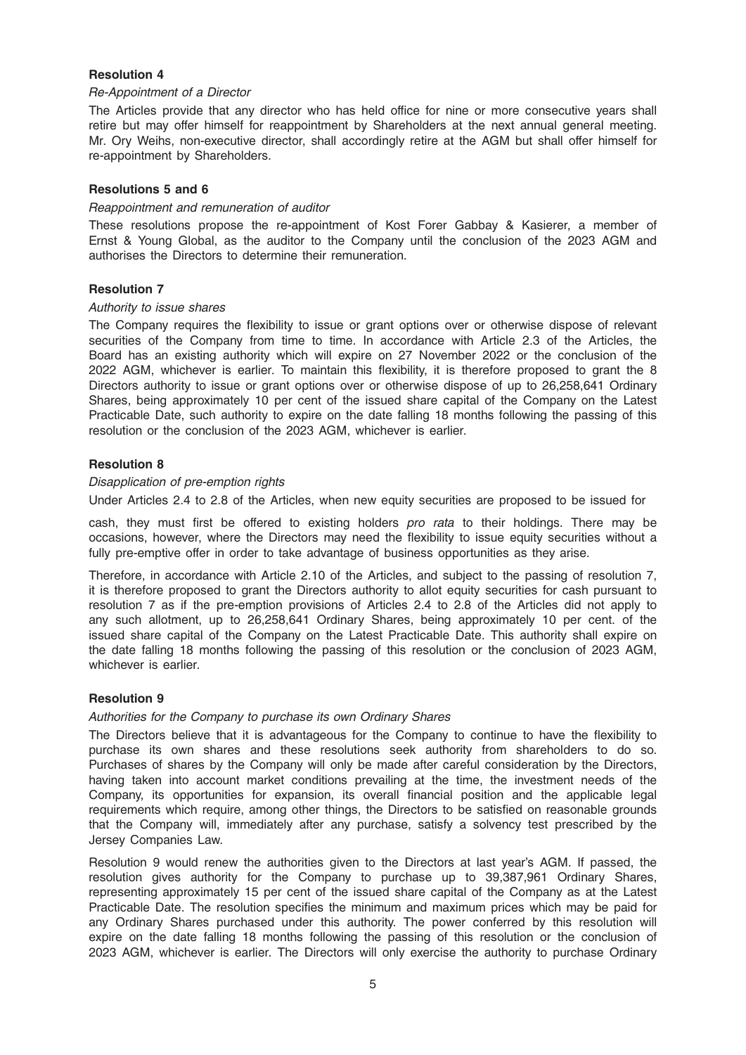**Resolution 4**

*Re-Appointment of a Director*

The Articles provide that any director who has held office for nine or more consecutive years shall retire but may offer himself for reappointment by Shareholders at the next annual general meeting. Mr. Ory Weihs, non-executive director, shall accordingly retire at the AGM but shall offer himself for re-appointment by Shareholders.

**Resolutions 5 and 6**

*Reappointment and remuneration of auditor*

These resolutions propose the re-appointment of Kost Forer Gabbay & Kasierer, a member of Ernst & Young Global, as the auditor to the Company until the conclusion of the 2023 AGM and authorises the Directors to determine their remuneration.

**Resolution 7**

*Authority to issue shares*

The Company requires the flexibility to issue or grant options over or otherwise dispose of relevant securities of the Company from time to time. In accordance with Article 2.3 of the Articles, the Board has an existing authority which will expire on 27 November 2022 or the conclusion of the 2022 AGM, whichever is earlier. To maintain this flexibility, it is therefore proposed to grant the 8 Directors authority to issue or grant options over or otherwise dispose of up to 26,258,641 Ordinary Shares, being approximately 10 per cent of the issued share capital of the Company on the Latest Practicable Date, such authority to expire on the date falling 18 months following the passing of this resolution or the conclusion of the 2023 AGM, whichever is earlier.

**Resolution 8**

*Disapplication of pre-emption rights*

Under Articles 2.4 to 2.8 of the Articles, when new equity securities are proposed to be issued for cash, they must first be offered to existing holders *pro rata* to their holdings. There may be occasions, however, where the Directors may need the flexibility to issue equity securities without a fully pre-emptive offer in order to take advantage of business opportunities as they arise.

Therefore, in accordance with Article 2.10 of the Articles, and subject to the passing of resolution 7, it is therefore proposed to grant the Directors authority to allot equity securities for cash pursuant to resolution 7 as if the pre-emption provisions of Articles 2.4 to 2.8 of the Articles did not apply to any such allotment, up to 26,258,641 Ordinary Shares, being approximately 10 per cent. of the issued share capital of the Company on the Latest Practicable Date. This authority shall expire on the date falling 18 months following the passing of this resolution or the conclusion of 2023 AGM, whichever is earlier.

**Resolution 9**

*Authorities for the Company to purchase its own Ordinary Shares*

The Directors believe that it is advantageous for the Company to continue to have the flexibility to purchase its own shares and these resolutions seek authority from shareholders to do so. Purchases of shares by the Company will only be made after careful consideration by the Directors, having taken into account market conditions prevailing at the time, the investment needs of the Company, its opportunities for expansion, its overall financial position and the applicable legal requirements which require, among other things, the Directors to be satisfied on reasonable grounds that the Company will, immediately after any purchase, satisfy a solvency test prescribed by the Jersey Companies Law.

Resolution 9 would renew the authorities given to the Directors at last year's AGM. If passed, the resolution gives authority for the Company to purchase up to 39,387,961 Ordinary Shares, representing approximately 15 per cent of the issued share capital of the Company as at the Latest Practicable Date. The resolution specifies the minimum and maximum prices which may be paid for any Ordinary Shares purchased under this authority. The power conferred by this resolution will expire on the date falling 18 months following the passing of this resolution or the conclusion of 2023 AGM, whichever is earlier. The Directors will only exercise the authority to purchase Ordinary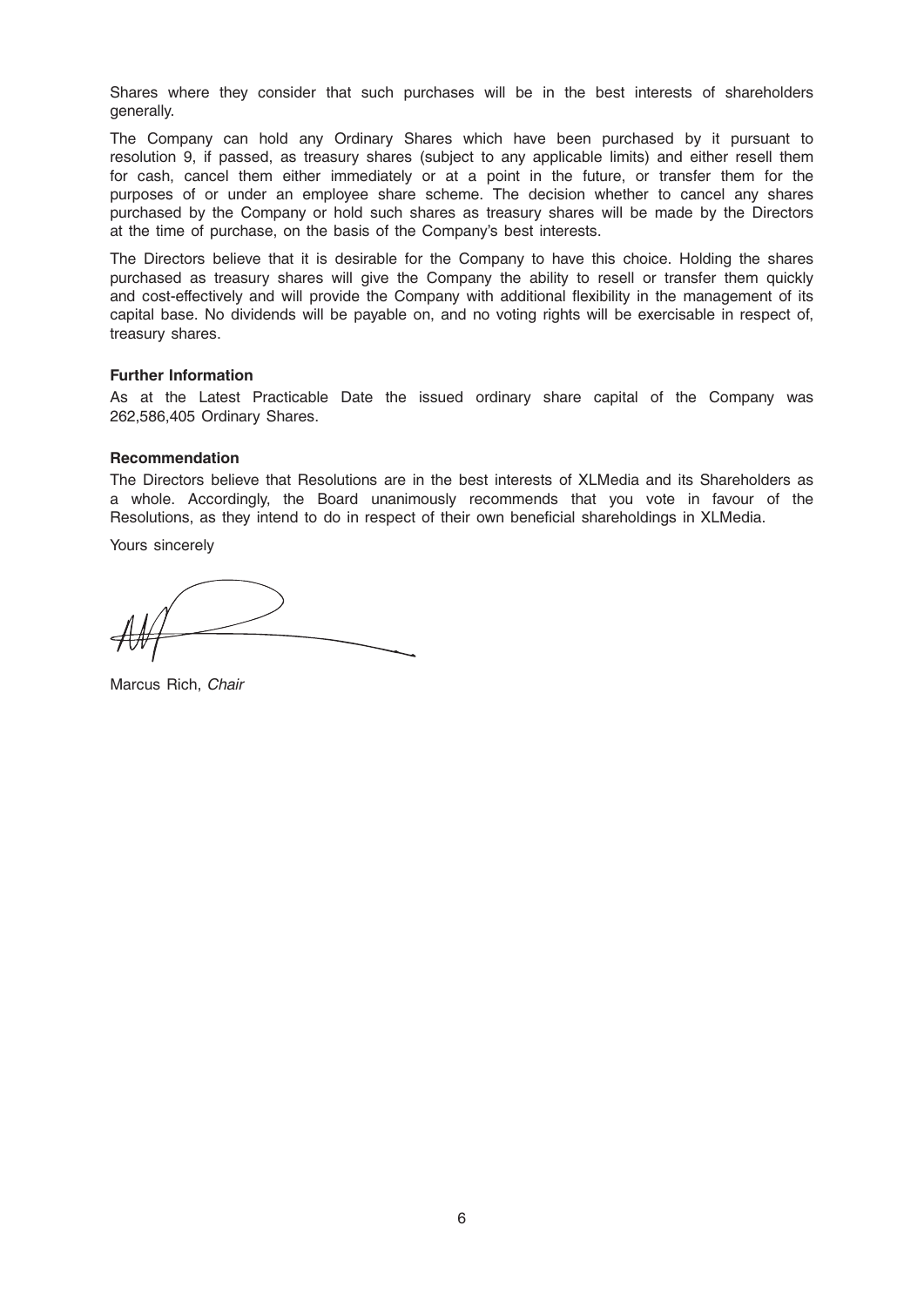Shares where they consider that such purchases will be in the best interests of shareholders generally.

The Company can hold any Ordinary Shares which have been purchased by it pursuant to resolution 9, if passed, as treasury shares (subject to any applicable limits) and either resell them for cash, cancel them either immediately or at a point in the future, or transfer them for the purposes of or under an employee share scheme. The decision whether to cancel any shares purchased by the Company or hold such shares as treasury shares will be made by the Directors at the time of purchase, on the basis of the Company's best interests.

The Directors believe that it is desirable for the Company to have this choice. Holding the shares purchased as treasury shares will give the Company the ability to resell or transfer them quickly and cost-effectively and will provide the Company with additional flexibility in the management of its capital base. No dividends will be payable on, and no voting rights will be exercisable in respect of, treasury shares.

**Further Information**

As at the Latest Practicable Date the issued ordinary share capital of the Company was 262,586,405 Ordinary Shares.

**Recommendation**

The Directors believe that Resolutions are in the best interests of XLMedia and its Shareholders as a whole. Accordingly, the Board unanimously recommends that you vote in favour of the Resolutions, as they intend to do in respect of their own beneficial shareholdings in XLMedia.

Yours sincerely

Marcus Rich, *Chair*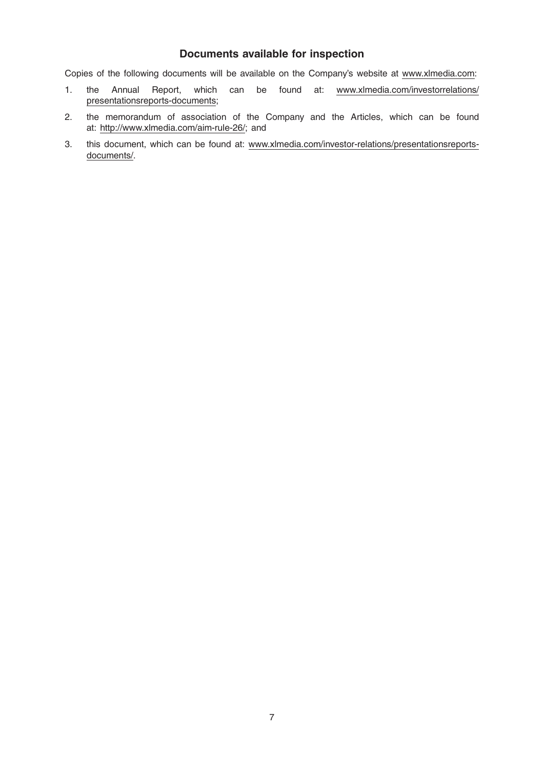## Documents available for inspection

Copies of the following documents will be available on the Company's website at www.xlmedia.com:

1. the Annual Report, which can be found at: www.xlmedia.com/investorrelations/presentationsreports-documents;
2. the memorandum of association of the Company and the Articles, which can be found at: http://www.xlmedia.com/aim-rule-26/; and
3. this document, which can be found at: www.xlmedia.com/investor-relations/presentationsreports-documents/.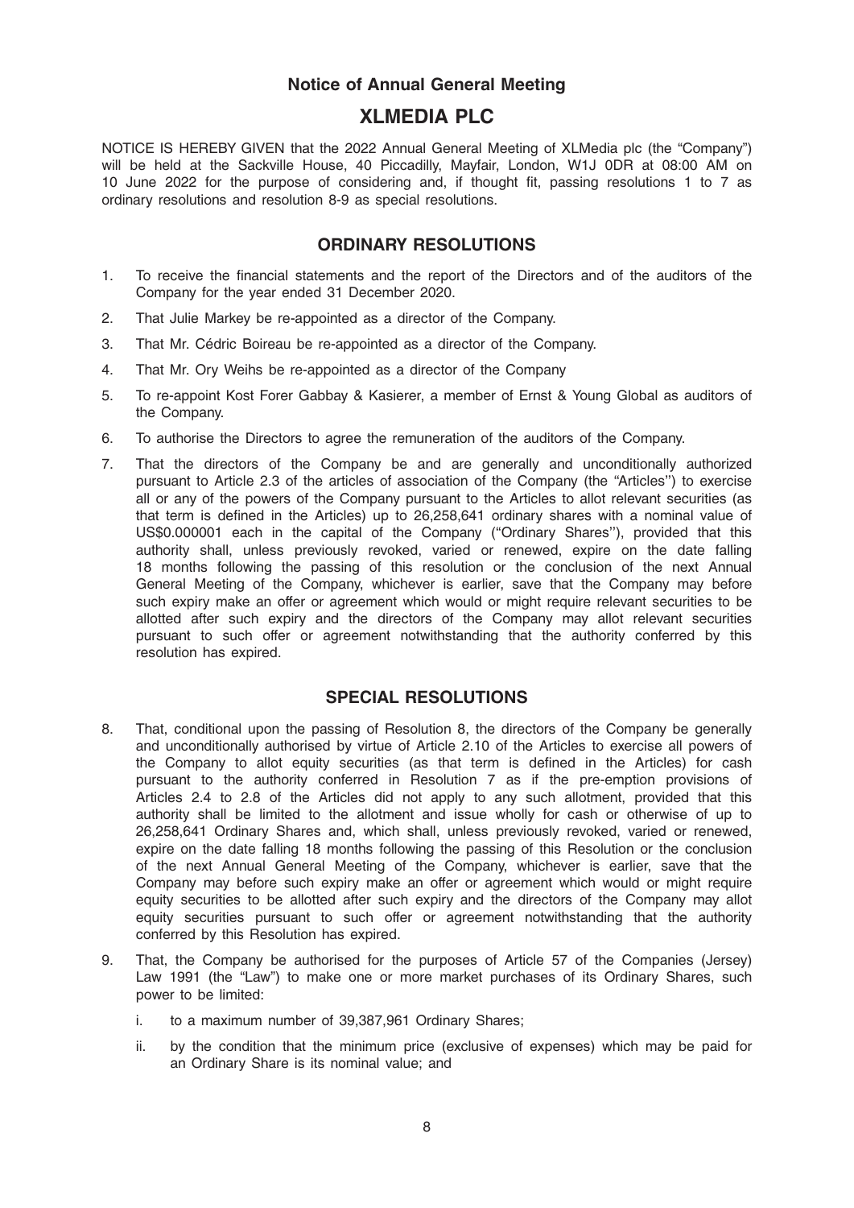## Notice of Annual General Meeting

# XLMEDIA PLC

NOTICE IS HEREBY GIVEN that the 2022 Annual General Meeting of XLMedia plc (the "Company") will be held at the Sackville House, 40 Piccadilly, Mayfair, London, W1J 0DR at 08:00 AM on 10 June 2022 for the purpose of considering and, if thought fit, passing resolutions 1 to 7 as ordinary resolutions and resolution 8-9 as special resolutions.

## ORDINARY RESOLUTIONS

1. To receive the financial statements and the report of the Directors and of the auditors of the Company for the year ended 31 December 2020.
2. That Julie Markey be re-appointed as a director of the Company.
3. That Mr. Cédric Boireau be re-appointed as a director of the Company.
4. That Mr. Ory Weihs be re-appointed as a director of the Company
5. To re-appoint Kost Forer Gabbay & Kasierer, a member of Ernst & Young Global as auditors of the Company.
6. To authorise the Directors to agree the remuneration of the auditors of the Company.
7. That the directors of the Company be and are generally and unconditionally authorized pursuant to Article 2.3 of the articles of association of the Company (the "Articles") to exercise all or any of the powers of the Company pursuant to the Articles to allot relevant securities (as that term is defined in the Articles) up to 26,258,641 ordinary shares with a nominal value of US$0.000001 each in the capital of the Company ("Ordinary Shares"), provided that this authority shall, unless previously revoked, varied or renewed, expire on the date falling 18 months following the passing of this resolution or the conclusion of the next Annual General Meeting of the Company, whichever is earlier, save that the Company may before such expiry make an offer or agreement which would or might require relevant securities to be allotted after such expiry and the directors of the Company may allot relevant securities pursuant to such offer or agreement notwithstanding that the authority conferred by this resolution has expired.

## SPECIAL RESOLUTIONS

8. That, conditional upon the passing of Resolution 8, the directors of the Company be generally and unconditionally authorised by virtue of Article 2.10 of the Articles to exercise all powers of the Company to allot equity securities (as that term is defined in the Articles) for cash pursuant to the authority conferred in Resolution 7 as if the pre-emption provisions of Articles 2.4 to 2.8 of the Articles did not apply to any such allotment, provided that this authority shall be limited to the allotment and issue wholly for cash or otherwise of up to 26,258,641 Ordinary Shares and, which shall, unless previously revoked, varied or renewed, expire on the date falling 18 months following the passing of this Resolution or the conclusion of the next Annual General Meeting of the Company, whichever is earlier, save that the Company may before such expiry make an offer or agreement which would or might require equity securities to be allotted after such expiry and the directors of the Company may allot equity securities pursuant to such offer or agreement notwithstanding that the authority conferred by this Resolution has expired.
9. That, the Company be authorised for the purposes of Article 57 of the Companies (Jersey) Law 1991 (the "Law") to make one or more market purchases of its Ordinary Shares, such power to be limited:
   i. to a maximum number of 39,387,961 Ordinary Shares;
   ii. by the condition that the minimum price (exclusive of expenses) which may be paid for an Ordinary Share is its nominal value; and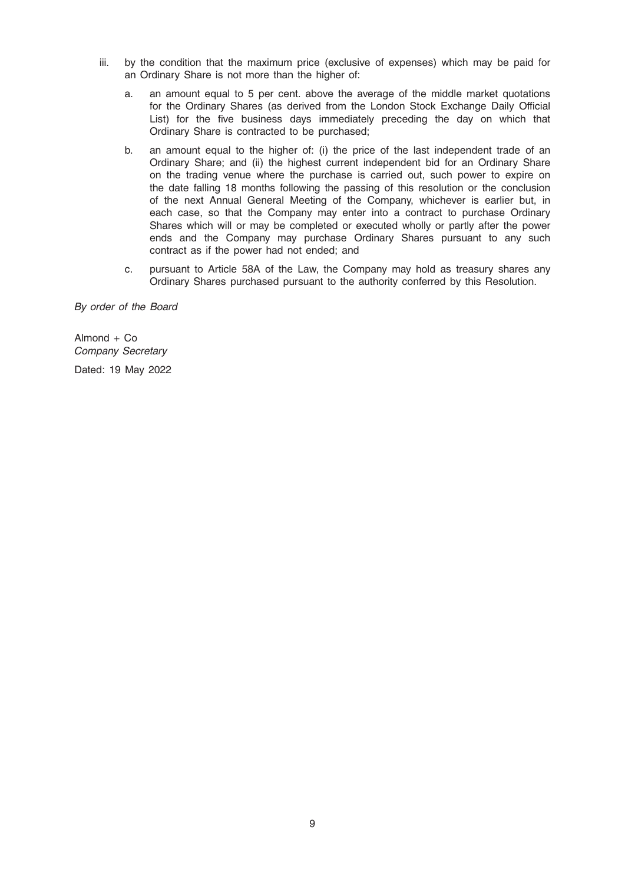iii. by the condition that the maximum price (exclusive of expenses) which may be paid for an Ordinary Share is not more than the higher of:

   a. an amount equal to 5 per cent. above the average of the middle market quotations for the Ordinary Shares (as derived from the London Stock Exchange Daily Official List) for the five business days immediately preceding the day on which that Ordinary Share is contracted to be purchased;

   b. an amount equal to the higher of: (i) the price of the last independent trade of an Ordinary Share; and (ii) the highest current independent bid for an Ordinary Share on the trading venue where the purchase is carried out, such power to expire on the date falling 18 months following the passing of this resolution or the conclusion of the next Annual General Meeting of the Company, whichever is earlier but, in each case, so that the Company may enter into a contract to purchase Ordinary Shares which will or may be completed or executed wholly or partly after the power ends and the Company may purchase Ordinary Shares pursuant to any such contract as if the power had not ended; and

   c. pursuant to Article 58A of the Law, the Company may hold as treasury shares any Ordinary Shares purchased pursuant to the authority conferred by this Resolution.

*By order of the Board*

Almond + Co
*Company Secretary*

Dated: 19 May 2022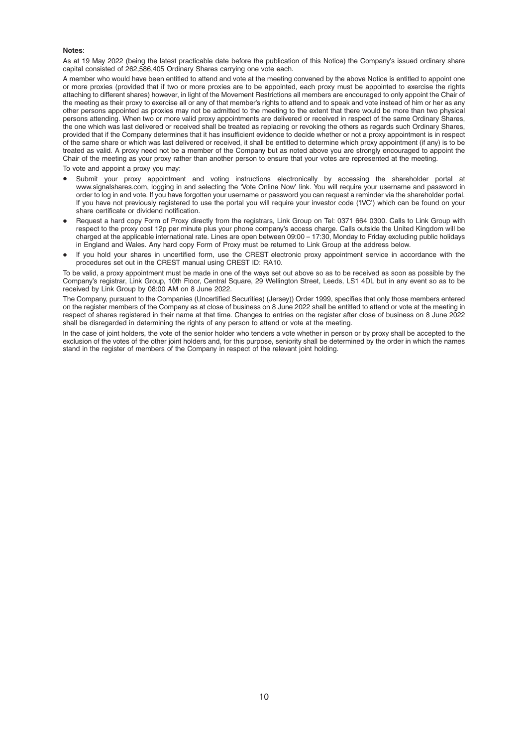**Notes**:

As at 19 May 2022 (being the latest practicable date before the publication of this Notice) the Company's issued ordinary share capital consisted of 262,586,405 Ordinary Shares carrying one vote each.

A member who would have been entitled to attend and vote at the meeting convened by the above Notice is entitled to appoint one or more proxies (provided that if two or more proxies are to be appointed, each proxy must be appointed to exercise the rights attaching to different shares) however, in light of the Movement Restrictions all members are encouraged to only appoint the Chair of the meeting as their proxy to exercise all or any of that member's rights to attend and to speak and vote instead of him or her as any other persons appointed as proxies may not be admitted to the meeting to the extent that there would be more than two physical persons attending. When two or more valid proxy appointments are delivered or received in respect of the same Ordinary Shares, the one which was last delivered or received shall be treated as replacing or revoking the others as regards such Ordinary Shares, provided that if the Company determines that it has insufficient evidence to decide whether or not a proxy appointment is in respect of the same share or which was last delivered or received, it shall be entitled to determine which proxy appointment (if any) is to be treated as valid. A proxy need not be a member of the Company but as noted above you are strongly encouraged to appoint the Chair of the meeting as your proxy rather than another person to ensure that your votes are represented at the meeting.

To vote and appoint a proxy you may:

- Submit your proxy appointment and voting instructions electronically by accessing the shareholder portal at www.signalshares.com, logging in and selecting the 'Vote Online Now' link. You will require your username and password in order to log in and vote. If you have forgotten your username or password you can request a reminder via the shareholder portal. If you have not previously registered to use the portal you will require your investor code ('IVC') which can be found on your share certificate or dividend notification.
- Request a hard copy Form of Proxy directly from the registrars, Link Group on Tel: 0371 664 0300. Calls to Link Group with respect to the proxy cost 12p per minute plus your phone company's access charge. Calls outside the United Kingdom will be charged at the applicable international rate. Lines are open between 09:00 – 17:30, Monday to Friday excluding public holidays in England and Wales. Any hard copy Form of Proxy must be returned to Link Group at the address below.
- If you hold your shares in uncertified form, use the CREST electronic proxy appointment service in accordance with the procedures set out in the CREST manual using CREST ID: RA10.

To be valid, a proxy appointment must be made in one of the ways set out above so as to be received as soon as possible by the Company's registrar, Link Group, 10th Floor, Central Square, 29 Wellington Street, Leeds, LS1 4DL but in any event so as to be received by Link Group by 08:00 AM on 8 June 2022.

The Company, pursuant to the Companies (Uncertified Securities) (Jersey)) Order 1999, specifies that only those members entered on the register members of the Company as at close of business on 8 June 2022 shall be entitled to attend or vote at the meeting in respect of shares registered in their name at that time. Changes to entries on the register after close of business on 8 June 2022 shall be disregarded in determining the rights of any person to attend or vote at the meeting.

In the case of joint holders, the vote of the senior holder who tenders a vote whether in person or by proxy shall be accepted to the exclusion of the votes of the other joint holders and, for this purpose, seniority shall be determined by the order in which the names stand in the register of members of the Company in respect of the relevant joint holding.